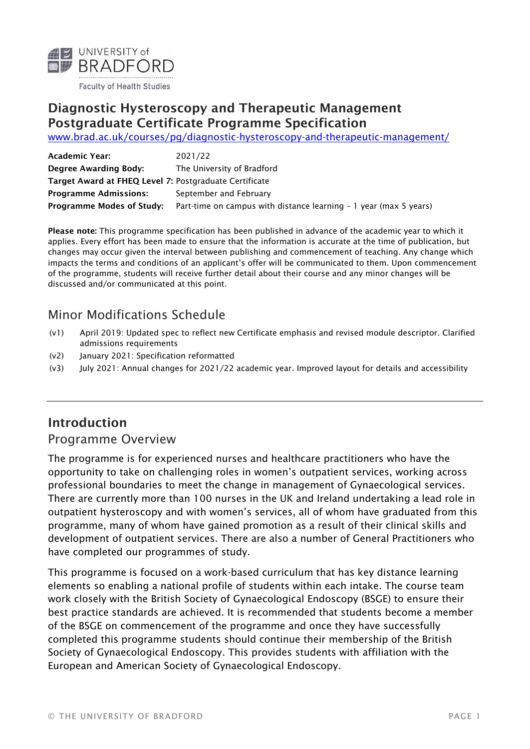UNIVERSITY of BRADFORD

Faculty of Health Studies

# Diagnostic Hysteroscopy and Therapeutic Management Postgraduate Certificate Programme Specification

[www.brad.ac.uk/courses/pg/diagnostic-hysteroscopy-and-therapeutic-management/](www.brad.ac.uk/courses/pg/diagnostic-hysteroscopy-and-therapeutic-management/)

**Academic Year:** 2021/22
**Degree Awarding Body:** The University of Bradford
**Target Award at FHEQ Level 7:** Postgraduate Certificate
**Programme Admissions:** September and February
**Programme Modes of Study:** Part-time on campus with distance learning – 1 year (max 5 years)

**Please note:** This programme specification has been published in advance of the academic year to which it applies. Every effort has been made to ensure that the information is accurate at the time of publication, but changes may occur given the interval between publishing and commencement of teaching. Any change which impacts the terms and conditions of an applicant's offer will be communicated to them. Upon commencement of the programme, students will receive further detail about their course and any minor changes will be discussed and/or communicated at this point.

## Minor Modifications Schedule

- (v1) April 2019: Updated spec to reflect new Certificate emphasis and revised module descriptor. Clarified admissions requirements
- (v2) January 2021: Specification reformatted
- (v3) July 2021: Annual changes for 2021/22 academic year. Improved layout for details and accessibility

---

## Introduction

### Programme Overview

The programme is for experienced nurses and healthcare practitioners who have the opportunity to take on challenging roles in women's outpatient services, working across professional boundaries to meet the change in management of Gynaecological services. There are currently more than 100 nurses in the UK and Ireland undertaking a lead role in outpatient hysteroscopy and with women's services, all of whom have graduated from this programme, many of whom have gained promotion as a result of their clinical skills and development of outpatient services. There are also a number of General Practitioners who have completed our programmes of study.

This programme is focused on a work-based curriculum that has key distance learning elements so enabling a national profile of students within each intake. The course team work closely with the British Society of Gynaecological Endoscopy (BSGE) to ensure their best practice standards are achieved. It is recommended that students become a member of the BSGE on commencement of the programme and once they have successfully completed this programme students should continue their membership of the British Society of Gynaecological Endoscopy. This provides students with affiliation with the European and American Society of Gynaecological Endoscopy.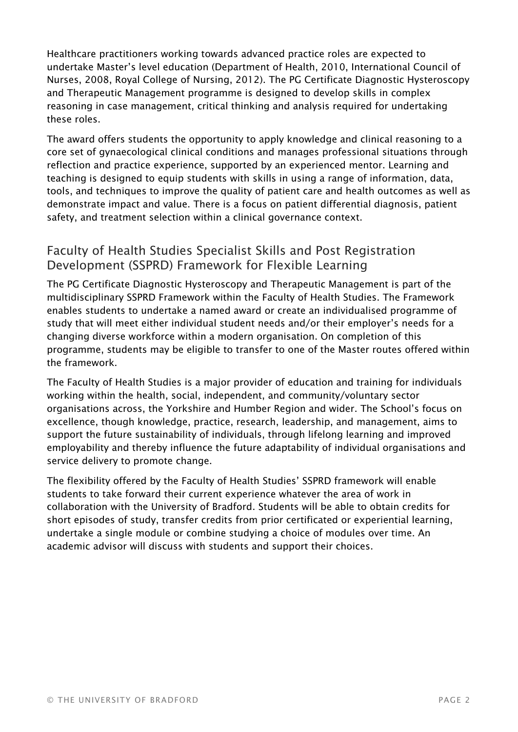Healthcare practitioners working towards advanced practice roles are expected to undertake Master's level education (Department of Health, 2010, International Council of Nurses, 2008, Royal College of Nursing, 2012). The PG Certificate Diagnostic Hysteroscopy and Therapeutic Management programme is designed to develop skills in complex reasoning in case management, critical thinking and analysis required for undertaking these roles.

The award offers students the opportunity to apply knowledge and clinical reasoning to a core set of gynaecological clinical conditions and manages professional situations through reflection and practice experience, supported by an experienced mentor. Learning and teaching is designed to equip students with skills in using a range of information, data, tools, and techniques to improve the quality of patient care and health outcomes as well as demonstrate impact and value. There is a focus on patient differential diagnosis, patient safety, and treatment selection within a clinical governance context.

## Faculty of Health Studies Specialist Skills and Post Registration Development (SSPRD) Framework for Flexible Learning

The PG Certificate Diagnostic Hysteroscopy and Therapeutic Management is part of the multidisciplinary SSPRD Framework within the Faculty of Health Studies. The Framework enables students to undertake a named award or create an individualised programme of study that will meet either individual student needs and/or their employer's needs for a changing diverse workforce within a modern organisation. On completion of this programme, students may be eligible to transfer to one of the Master routes offered within the framework.

The Faculty of Health Studies is a major provider of education and training for individuals working within the health, social, independent, and community/voluntary sector organisations across, the Yorkshire and Humber Region and wider. The School's focus on excellence, though knowledge, practice, research, leadership, and management, aims to support the future sustainability of individuals, through lifelong learning and improved employability and thereby influence the future adaptability of individual organisations and service delivery to promote change.

The flexibility offered by the Faculty of Health Studies' SSPRD framework will enable students to take forward their current experience whatever the area of work in collaboration with the University of Bradford. Students will be able to obtain credits for short episodes of study, transfer credits from prior certificated or experiential learning, undertake a single module or combine studying a choice of modules over time. An academic advisor will discuss with students and support their choices.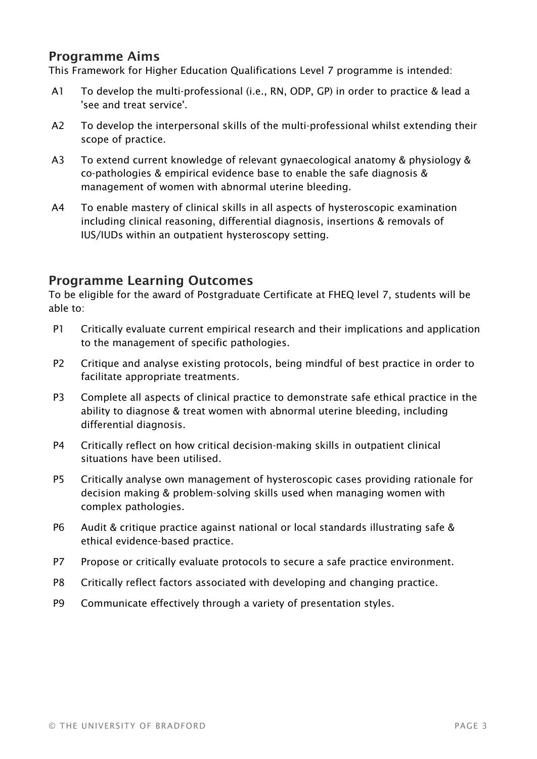## Programme Aims

This Framework for Higher Education Qualifications Level 7 programme is intended:

A1 To develop the multi-professional (i.e., RN, ODP, GP) in order to practice & lead a 'see and treat service'.

A2 To develop the interpersonal skills of the multi-professional whilst extending their scope of practice.

A3 To extend current knowledge of relevant gynaecological anatomy & physiology & co-pathologies & empirical evidence base to enable the safe diagnosis & management of women with abnormal uterine bleeding.

A4 To enable mastery of clinical skills in all aspects of hysteroscopic examination including clinical reasoning, differential diagnosis, insertions & removals of IUS/IUDs within an outpatient hysteroscopy setting.

## Programme Learning Outcomes

To be eligible for the award of Postgraduate Certificate at FHEQ level 7, students will be able to:

P1 Critically evaluate current empirical research and their implications and application to the management of specific pathologies.

P2 Critique and analyse existing protocols, being mindful of best practice in order to facilitate appropriate treatments.

P3 Complete all aspects of clinical practice to demonstrate safe ethical practice in the ability to diagnose & treat women with abnormal uterine bleeding, including differential diagnosis.

P4 Critically reflect on how critical decision-making skills in outpatient clinical situations have been utilised.

P5 Critically analyse own management of hysteroscopic cases providing rationale for decision making & problem-solving skills used when managing women with complex pathologies.

P6 Audit & critique practice against national or local standards illustrating safe & ethical evidence-based practice.

P7 Propose or critically evaluate protocols to secure a safe practice environment.

P8 Critically reflect factors associated with developing and changing practice.

P9 Communicate effectively through a variety of presentation styles.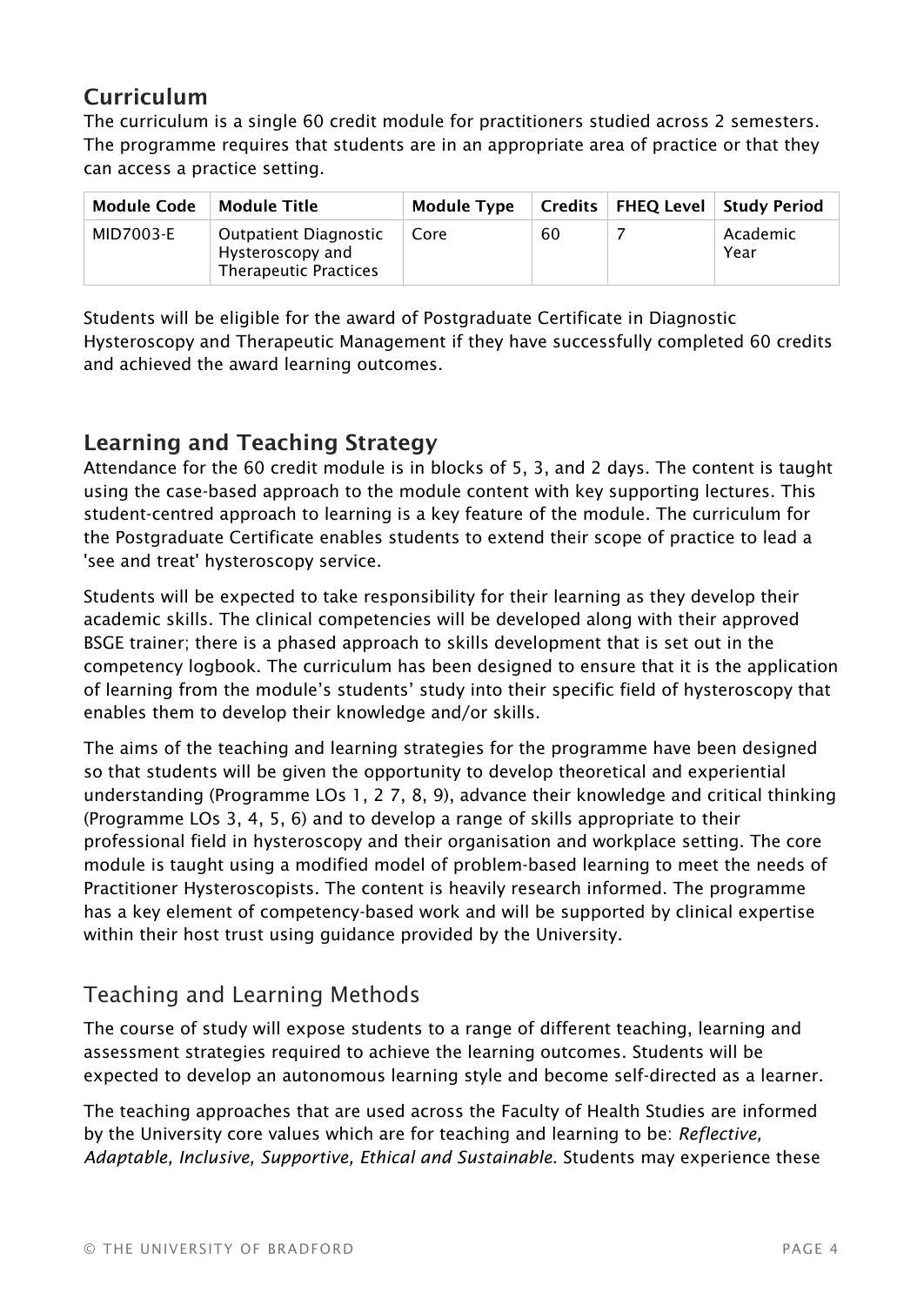## Curriculum

The curriculum is a single 60 credit module for practitioners studied across 2 semesters. The programme requires that students are in an appropriate area of practice or that they can access a practice setting.

| Module Code | Module Title | Module Type | Credits | FHEQ Level | Study Period |
|---|---|---|---|---|---|
| MID7003-E | Outpatient Diagnostic Hysteroscopy and Therapeutic Practices | Core | 60 | 7 | Academic Year |

Students will be eligible for the award of Postgraduate Certificate in Diagnostic Hysteroscopy and Therapeutic Management if they have successfully completed 60 credits and achieved the award learning outcomes.

## Learning and Teaching Strategy

Attendance for the 60 credit module is in blocks of 5, 3, and 2 days. The content is taught using the case-based approach to the module content with key supporting lectures. This student-centred approach to learning is a key feature of the module. The curriculum for the Postgraduate Certificate enables students to extend their scope of practice to lead a 'see and treat' hysteroscopy service.

Students will be expected to take responsibility for their learning as they develop their academic skills. The clinical competencies will be developed along with their approved BSGE trainer; there is a phased approach to skills development that is set out in the competency logbook. The curriculum has been designed to ensure that it is the application of learning from the module's students' study into their specific field of hysteroscopy that enables them to develop their knowledge and/or skills.

The aims of the teaching and learning strategies for the programme have been designed so that students will be given the opportunity to develop theoretical and experiential understanding (Programme LOs 1, 2 7, 8, 9), advance their knowledge and critical thinking (Programme LOs 3, 4, 5, 6) and to develop a range of skills appropriate to their professional field in hysteroscopy and their organisation and workplace setting. The core module is taught using a modified model of problem-based learning to meet the needs of Practitioner Hysteroscopists. The content is heavily research informed. The programme has a key element of competency-based work and will be supported by clinical expertise within their host trust using guidance provided by the University.

### Teaching and Learning Methods

The course of study will expose students to a range of different teaching, learning and assessment strategies required to achieve the learning outcomes. Students will be expected to develop an autonomous learning style and become self-directed as a learner.

The teaching approaches that are used across the Faculty of Health Studies are informed by the University core values which are for teaching and learning to be: *Reflective, Adaptable, Inclusive, Supportive, Ethical and Sustainable.* Students may experience these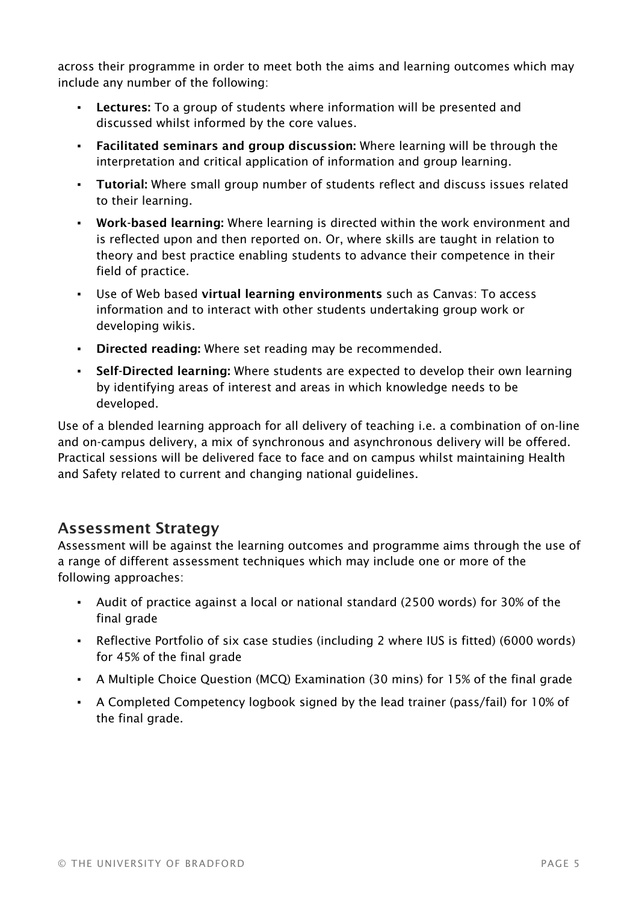across their programme in order to meet both the aims and learning outcomes which may include any number of the following:

- **Lectures:** To a group of students where information will be presented and discussed whilst informed by the core values.
- **Facilitated seminars and group discussion:** Where learning will be through the interpretation and critical application of information and group learning.
- **Tutorial:** Where small group number of students reflect and discuss issues related to their learning.
- **Work-based learning:** Where learning is directed within the work environment and is reflected upon and then reported on. Or, where skills are taught in relation to theory and best practice enabling students to advance their competence in their field of practice.
- Use of Web based **virtual learning environments** such as Canvas: To access information and to interact with other students undertaking group work or developing wikis.
- **Directed reading:** Where set reading may be recommended.
- **Self-Directed learning:** Where students are expected to develop their own learning by identifying areas of interest and areas in which knowledge needs to be developed.

Use of a blended learning approach for all delivery of teaching i.e. a combination of on-line and on-campus delivery, a mix of synchronous and asynchronous delivery will be offered. Practical sessions will be delivered face to face and on campus whilst maintaining Health and Safety related to current and changing national guidelines.

## Assessment Strategy

Assessment will be against the learning outcomes and programme aims through the use of a range of different assessment techniques which may include one or more of the following approaches:

- Audit of practice against a local or national standard (2500 words) for 30% of the final grade
- Reflective Portfolio of six case studies (including 2 where IUS is fitted) (6000 words) for 45% of the final grade
- A Multiple Choice Question (MCQ) Examination (30 mins) for 15% of the final grade
- A Completed Competency logbook signed by the lead trainer (pass/fail) for 10% of the final grade.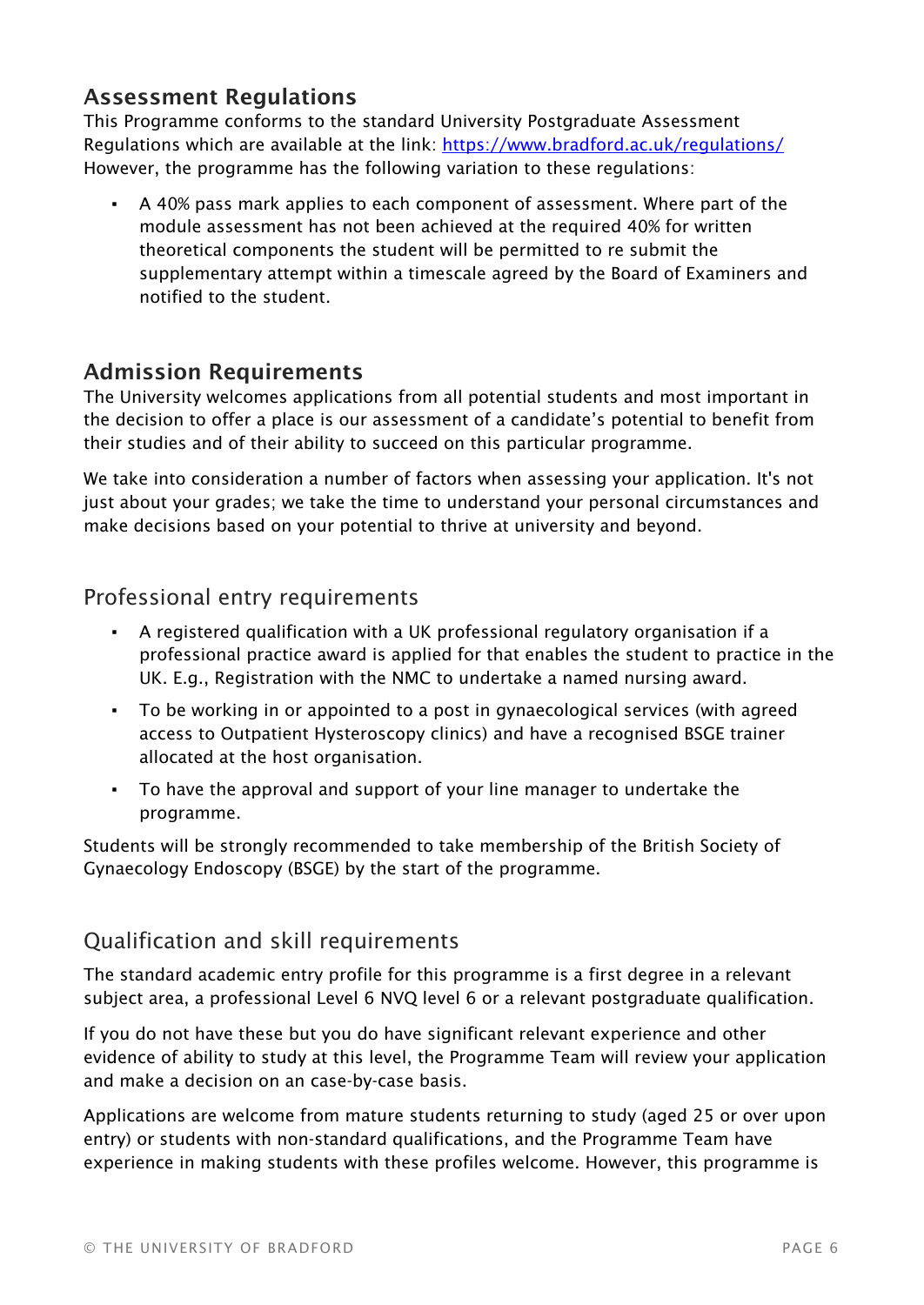## Assessment Regulations

This Programme conforms to the standard University Postgraduate Assessment Regulations which are available at the link: [https://www.bradford.ac.uk/regulations/](https://www.bradford.ac.uk/regulations/)
However, the programme has the following variation to these regulations:

- A 40% pass mark applies to each component of assessment. Where part of the module assessment has not been achieved at the required 40% for written theoretical components the student will be permitted to re submit the supplementary attempt within a timescale agreed by the Board of Examiners and notified to the student.

## Admission Requirements

The University welcomes applications from all potential students and most important in the decision to offer a place is our assessment of a candidate's potential to benefit from their studies and of their ability to succeed on this particular programme.

We take into consideration a number of factors when assessing your application. It's not just about your grades; we take the time to understand your personal circumstances and make decisions based on your potential to thrive at university and beyond.

### Professional entry requirements

- A registered qualification with a UK professional regulatory organisation if a professional practice award is applied for that enables the student to practice in the UK. E.g., Registration with the NMC to undertake a named nursing award.
- To be working in or appointed to a post in gynaecological services (with agreed access to Outpatient Hysteroscopy clinics) and have a recognised BSGE trainer allocated at the host organisation.
- To have the approval and support of your line manager to undertake the programme.

Students will be strongly recommended to take membership of the British Society of Gynaecology Endoscopy (BSGE) by the start of the programme.

### Qualification and skill requirements

The standard academic entry profile for this programme is a first degree in a relevant subject area, a professional Level 6 NVQ level 6 or a relevant postgraduate qualification.

If you do not have these but you do have significant relevant experience and other evidence of ability to study at this level, the Programme Team will review your application and make a decision on an case-by-case basis.

Applications are welcome from mature students returning to study (aged 25 or over upon entry) or students with non-standard qualifications, and the Programme Team have experience in making students with these profiles welcome. However, this programme is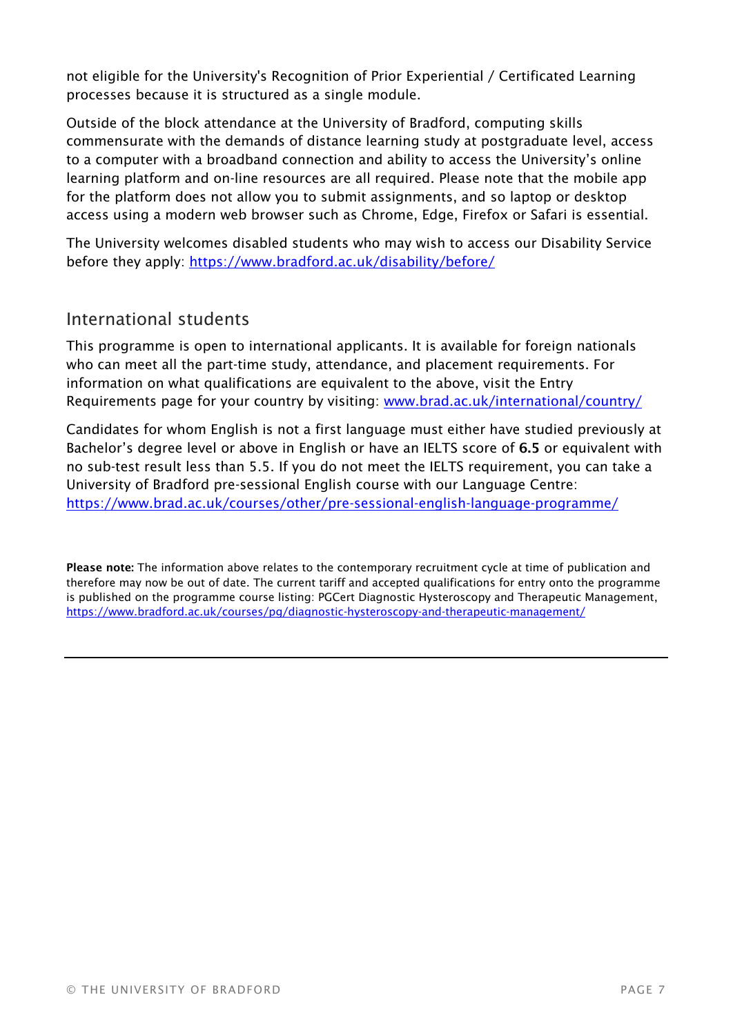not eligible for the University's Recognition of Prior Experiential / Certificated Learning processes because it is structured as a single module.

Outside of the block attendance at the University of Bradford, computing skills commensurate with the demands of distance learning study at postgraduate level, access to a computer with a broadband connection and ability to access the University's online learning platform and on-line resources are all required. Please note that the mobile app for the platform does not allow you to submit assignments, and so laptop or desktop access using a modern web browser such as Chrome, Edge, Firefox or Safari is essential.

The University welcomes disabled students who may wish to access our Disability Service before they apply: [https://www.bradford.ac.uk/disability/before/](https://www.bradford.ac.uk/disability/before/)

## International students

This programme is open to international applicants. It is available for foreign nationals who can meet all the part-time study, attendance, and placement requirements. For information on what qualifications are equivalent to the above, visit the Entry Requirements page for your country by visiting: [www.brad.ac.uk/international/country/](www.brad.ac.uk/international/country/)

Candidates for whom English is not a first language must either have studied previously at Bachelor's degree level or above in English or have an IELTS score of **6.5** or equivalent with no sub-test result less than 5.5. If you do not meet the IELTS requirement, you can take a University of Bradford pre-sessional English course with our Language Centre: [https://www.brad.ac.uk/courses/other/pre-sessional-english-language-programme/](https://www.brad.ac.uk/courses/other/pre-sessional-english-language-programme/)

**Please note:** The information above relates to the contemporary recruitment cycle at time of publication and therefore may now be out of date. The current tariff and accepted qualifications for entry onto the programme is published on the programme course listing: PGCert Diagnostic Hysteroscopy and Therapeutic Management, [https://www.bradford.ac.uk/courses/pg/diagnostic-hysteroscopy-and-therapeutic-management/](https://www.bradford.ac.uk/courses/pg/diagnostic-hysteroscopy-and-therapeutic-management/)